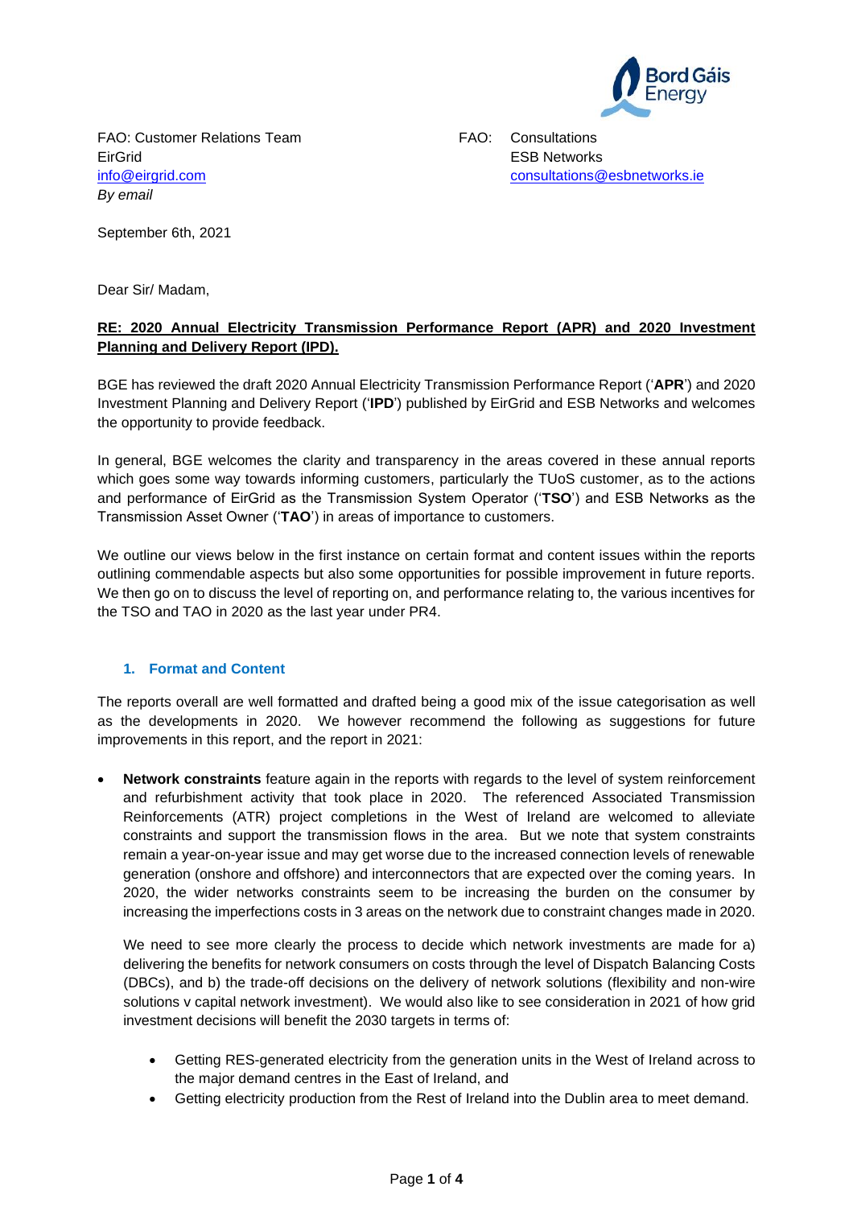FAO: Customer Relations Team
EirGrid
info@eirgrid.com
*By email*

FAO: Consultations
ESB Networks
consultations@esbnetworks.ie

September 6th, 2021

Dear Sir/ Madam,

**RE: 2020 Annual Electricity Transmission Performance Report (APR) and 2020 Investment Planning and Delivery Report (IPD).**

BGE has reviewed the draft 2020 Annual Electricity Transmission Performance Report ('**APR**') and 2020 Investment Planning and Delivery Report ('**IPD**') published by EirGrid and ESB Networks and welcomes the opportunity to provide feedback.

In general, BGE welcomes the clarity and transparency in the areas covered in these annual reports which goes some way towards informing customers, particularly the TUoS customer, as to the actions and performance of EirGrid as the Transmission System Operator ('**TSO**') and ESB Networks as the Transmission Asset Owner ('**TAO**') in areas of importance to customers.

We outline our views below in the first instance on certain format and content issues within the reports outlining commendable aspects but also some opportunities for possible improvement in future reports. We then go on to discuss the level of reporting on, and performance relating to, the various incentives for the TSO and TAO in 2020 as the last year under PR4.

## 1. Format and Content

The reports overall are well formatted and drafted being a good mix of the issue categorisation as well as the developments in 2020. We however recommend the following as suggestions for future improvements in this report, and the report in 2021:

- **Network constraints** feature again in the reports with regards to the level of system reinforcement and refurbishment activity that took place in 2020. The referenced Associated Transmission Reinforcements (ATR) project completions in the West of Ireland are welcomed to alleviate constraints and support the transmission flows in the area. But we note that system constraints remain a year-on-year issue and may get worse due to the increased connection levels of renewable generation (onshore and offshore) and interconnectors that are expected over the coming years. In 2020, the wider networks constraints seem to be increasing the burden on the consumer by increasing the imperfections costs in 3 areas on the network due to constraint changes made in 2020.

  We need to see more clearly the process to decide which network investments are made for a) delivering the benefits for network consumers on costs through the level of Dispatch Balancing Costs (DBCs), and b) the trade-off decisions on the delivery of network solutions (flexibility and non-wire solutions v capital network investment). We would also like to see consideration in 2021 of how grid investment decisions will benefit the 2030 targets in terms of:

  - Getting RES-generated electricity from the generation units in the West of Ireland across to the major demand centres in the East of Ireland, and
  - Getting electricity production from the Rest of Ireland into the Dublin area to meet demand.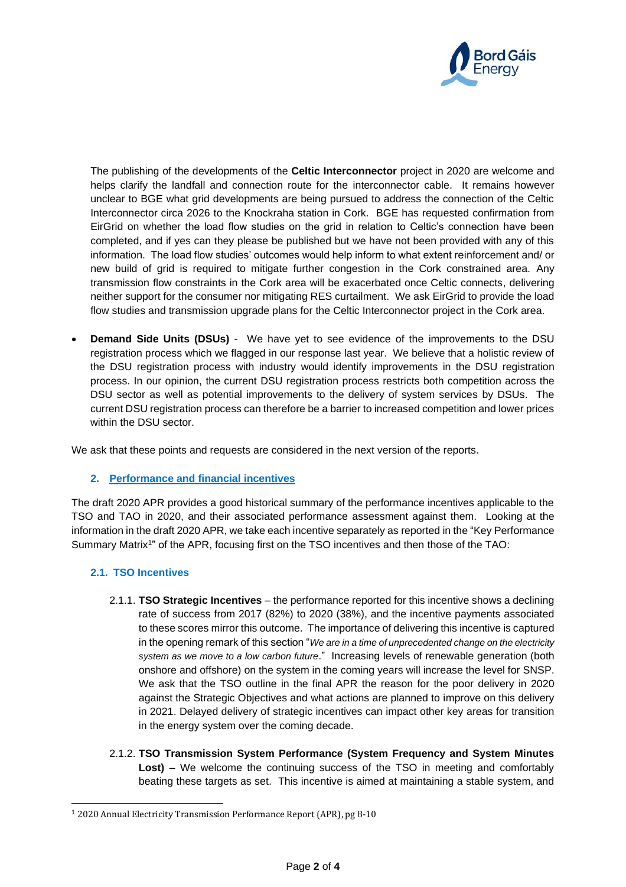The publishing of the developments of the **Celtic Interconnector** project in 2020 are welcome and helps clarify the landfall and connection route for the interconnector cable. It remains however unclear to BGE what grid developments are being pursued to address the connection of the Celtic Interconnector circa 2026 to the Knockraha station in Cork. BGE has requested confirmation from EirGrid on whether the load flow studies on the grid in relation to Celtic's connection have been completed, and if yes can they please be published but we have not been provided with any of this information. The load flow studies' outcomes would help inform to what extent reinforcement and/ or new build of grid is required to mitigate further congestion in the Cork constrained area. Any transmission flow constraints in the Cork area will be exacerbated once Celtic connects, delivering neither support for the consumer nor mitigating RES curtailment. We ask EirGrid to provide the load flow studies and transmission upgrade plans for the Celtic Interconnector project in the Cork area.

- **Demand Side Units (DSUs)** - We have yet to see evidence of the improvements to the DSU registration process which we flagged in our response last year. We believe that a holistic review of the DSU registration process with industry would identify improvements in the DSU registration process. In our opinion, the current DSU registration process restricts both competition across the DSU sector as well as potential improvements to the delivery of system services by DSUs. The current DSU registration process can therefore be a barrier to increased competition and lower prices within the DSU sector.

We ask that these points and requests are considered in the next version of the reports.

## 2. Performance and financial incentives

The draft 2020 APR provides a good historical summary of the performance incentives applicable to the TSO and TAO in 2020, and their associated performance assessment against them. Looking at the information in the draft 2020 APR, we take each incentive separately as reported in the "Key Performance Summary Matrix[1]" of the APR, focusing first on the TSO incentives and then those of the TAO:

### 2.1. TSO Incentives

2.1.1. **TSO Strategic Incentives** – the performance reported for this incentive shows a declining rate of success from 2017 (82%) to 2020 (38%), and the incentive payments associated to these scores mirror this outcome. The importance of delivering this incentive is captured in the opening remark of this section "*We are in a time of unprecedented change on the electricity system as we move to a low carbon future*." Increasing levels of renewable generation (both onshore and offshore) on the system in the coming years will increase the level for SNSP. We ask that the TSO outline in the final APR the reason for the poor delivery in 2020 against the Strategic Objectives and what actions are planned to improve on this delivery in 2021. Delayed delivery of strategic incentives can impact other key areas for transition in the energy system over the coming decade.

2.1.2. **TSO Transmission System Performance (System Frequency and System Minutes Lost)** – We welcome the continuing success of the TSO in meeting and comfortably beating these targets as set. This incentive is aimed at maintaining a stable system, and

[1] 2020 Annual Electricity Transmission Performance Report (APR), pg 8-10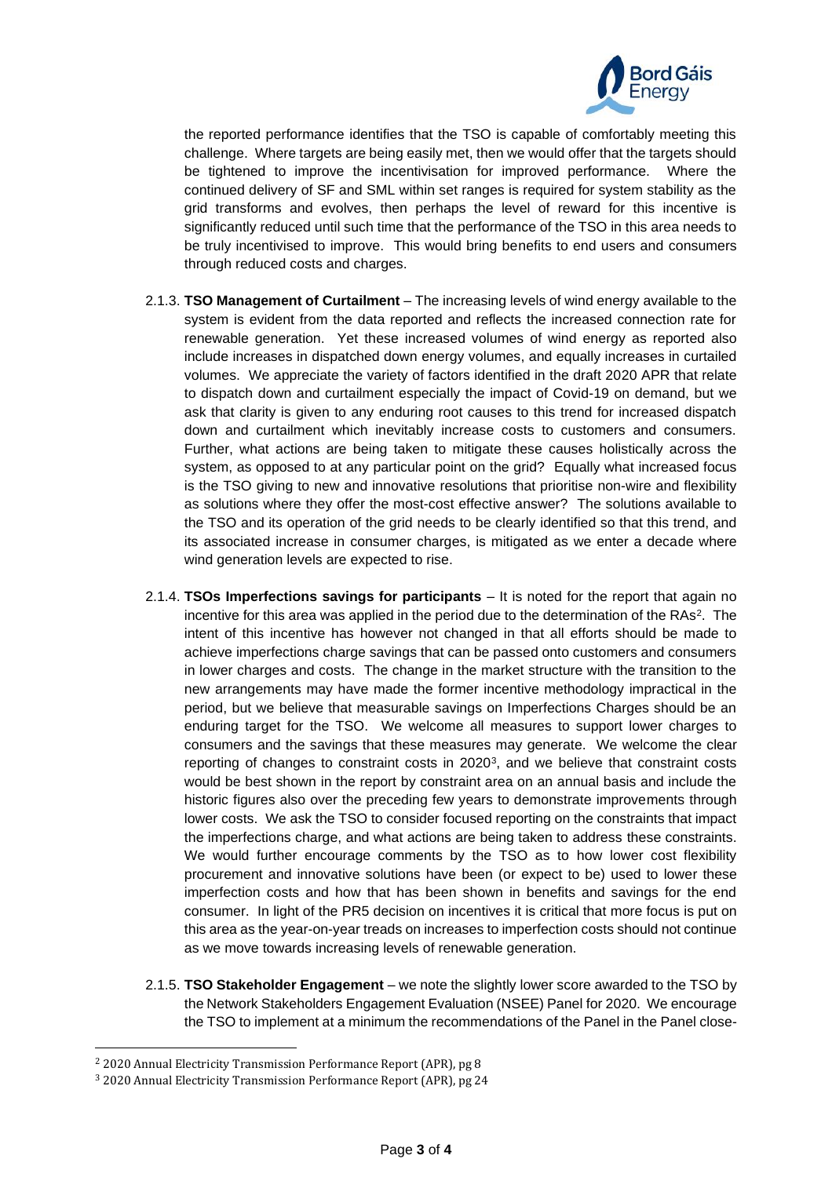the reported performance identifies that the TSO is capable of comfortably meeting this challenge. Where targets are being easily met, then we would offer that the targets should be tightened to improve the incentivisation for improved performance. Where the continued delivery of SF and SML within set ranges is required for system stability as the grid transforms and evolves, then perhaps the level of reward for this incentive is significantly reduced until such time that the performance of the TSO in this area needs to be truly incentivised to improve. This would bring benefits to end users and consumers through reduced costs and charges.

2.1.3. **TSO Management of Curtailment** – The increasing levels of wind energy available to the system is evident from the data reported and reflects the increased connection rate for renewable generation. Yet these increased volumes of wind energy as reported also include increases in dispatched down energy volumes, and equally increases in curtailed volumes. We appreciate the variety of factors identified in the draft 2020 APR that relate to dispatch down and curtailment especially the impact of Covid-19 on demand, but we ask that clarity is given to any enduring root causes to this trend for increased dispatch down and curtailment which inevitably increase costs to customers and consumers. Further, what actions are being taken to mitigate these causes holistically across the system, as opposed to at any particular point on the grid? Equally what increased focus is the TSO giving to new and innovative resolutions that prioritise non-wire and flexibility as solutions where they offer the most-cost effective answer? The solutions available to the TSO and its operation of the grid needs to be clearly identified so that this trend, and its associated increase in consumer charges, is mitigated as we enter a decade where wind generation levels are expected to rise.

2.1.4. **TSOs Imperfections savings for participants** – It is noted for the report that again no incentive for this area was applied in the period due to the determination of the RAs[2]. The intent of this incentive has however not changed in that all efforts should be made to achieve imperfections charge savings that can be passed onto customers and consumers in lower charges and costs. The change in the market structure with the transition to the new arrangements may have made the former incentive methodology impractical in the period, but we believe that measurable savings on Imperfections Charges should be an enduring target for the TSO. We welcome all measures to support lower charges to consumers and the savings that these measures may generate. We welcome the clear reporting of changes to constraint costs in 2020[3], and we believe that constraint costs would be best shown in the report by constraint area on an annual basis and include the historic figures also over the preceding few years to demonstrate improvements through lower costs. We ask the TSO to consider focused reporting on the constraints that impact the imperfections charge, and what actions are being taken to address these constraints. We would further encourage comments by the TSO as to how lower cost flexibility procurement and innovative solutions have been (or expect to be) used to lower these imperfection costs and how that has been shown in benefits and savings for the end consumer. In light of the PR5 decision on incentives it is critical that more focus is put on this area as the year-on-year treads on increases to imperfection costs should not continue as we move towards increasing levels of renewable generation.

2.1.5. **TSO Stakeholder Engagement** – we note the slightly lower score awarded to the TSO by the Network Stakeholders Engagement Evaluation (NSEE) Panel for 2020. We encourage the TSO to implement at a minimum the recommendations of the Panel in the Panel close-

---

[2] 2020 Annual Electricity Transmission Performance Report (APR), pg 8

[3] 2020 Annual Electricity Transmission Performance Report (APR), pg 24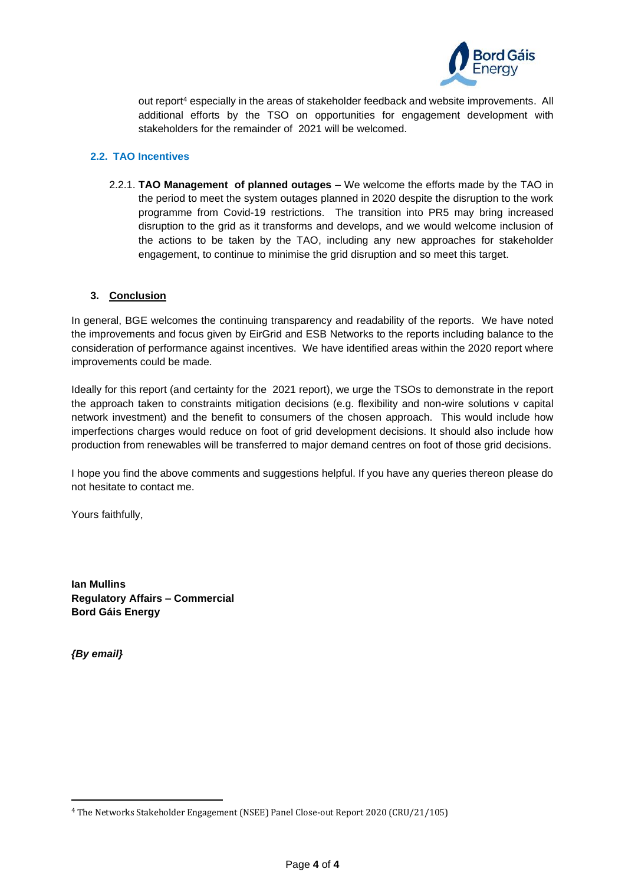out report[4] especially in the areas of stakeholder feedback and website improvements. All additional efforts by the TSO on opportunities for engagement development with stakeholders for the remainder of 2021 will be welcomed.

### 2.2. TAO Incentives

2.2.1. **TAO Management of planned outages** – We welcome the efforts made by the TAO in the period to meet the system outages planned in 2020 despite the disruption to the work programme from Covid-19 restrictions. The transition into PR5 may bring increased disruption to the grid as it transforms and develops, and we would welcome inclusion of the actions to be taken by the TAO, including any new approaches for stakeholder engagement, to continue to minimise the grid disruption and so meet this target.

## 3. Conclusion

In general, BGE welcomes the continuing transparency and readability of the reports. We have noted the improvements and focus given by EirGrid and ESB Networks to the reports including balance to the consideration of performance against incentives. We have identified areas within the 2020 report where improvements could be made.

Ideally for this report (and certainty for the 2021 report), we urge the TSOs to demonstrate in the report the approach taken to constraints mitigation decisions (e.g. flexibility and non-wire solutions v capital network investment) and the benefit to consumers of the chosen approach. This would include how imperfections charges would reduce on foot of grid development decisions. It should also include how production from renewables will be transferred to major demand centres on foot of those grid decisions.

I hope you find the above comments and suggestions helpful. If you have any queries thereon please do not hesitate to contact me.

Yours faithfully,

**Ian Mullins**
**Regulatory Affairs – Commercial**
**Bord Gáis Energy**

***{By email}***

[4] The Networks Stakeholder Engagement (NSEE) Panel Close-out Report 2020 (CRU/21/105)